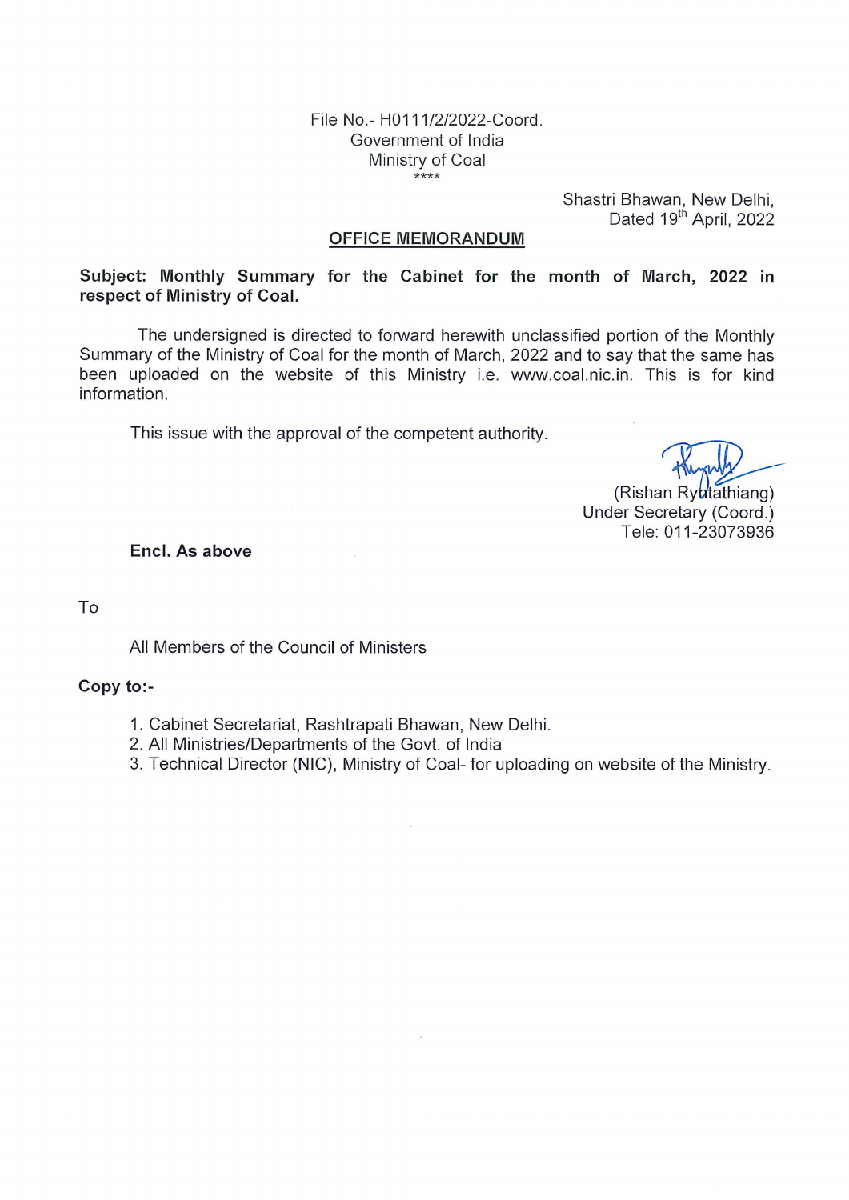File No.- H0111/2/2022-Coord.
Government of India
Ministry of Coal
\*\*\*\*

Shastri Bhawan, New Delhi,
Dated 19th April, 2022

## OFFICE MEMORANDUM

**Subject: Monthly Summary for the Cabinet for the month of March, 2022 in respect of Ministry of Coal.**

The undersigned is directed to forward herewith unclassified portion of the Monthly Summary of the Ministry of Coal for the month of March, 2022 and to say that the same has been uploaded on the website of this Ministry i.e. www.coal.nic.in. This is for kind information.

This issue with the approval of the competent authority.

(Rishan Rydtathiang)
Under Secretary (Coord.)
Tele: 011-23073936

**Encl. As above**

To

All Members of the Council of Ministers

**Copy to:-**

1. Cabinet Secretariat, Rashtrapati Bhawan, New Delhi.
2. All Ministries/Departments of the Govt. of India
3. Technical Director (NIC), Ministry of Coal- for uploading on website of the Ministry.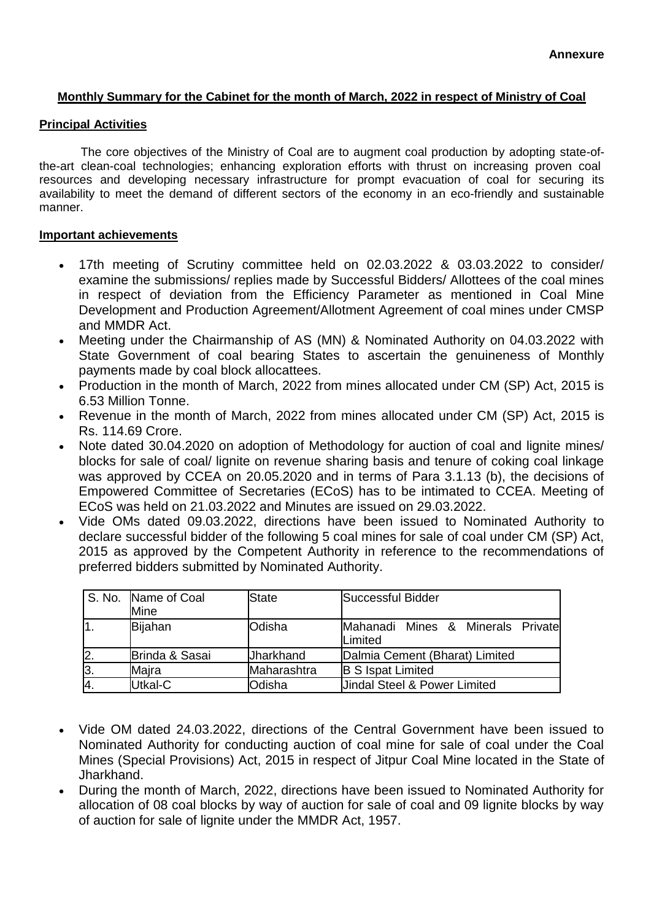**Annexure**

**Monthly Summary for the Cabinet for the month of March, 2022 in respect of Ministry of Coal**

**Principal Activities**

The core objectives of the Ministry of Coal are to augment coal production by adopting state-of-the-art clean-coal technologies; enhancing exploration efforts with thrust on increasing proven coal resources and developing necessary infrastructure for prompt evacuation of coal for securing its availability to meet the demand of different sectors of the economy in an eco-friendly and sustainable manner.

**Important achievements**

- 17th meeting of Scrutiny committee held on 02.03.2022 & 03.03.2022 to consider/ examine the submissions/ replies made by Successful Bidders/ Allottees of the coal mines in respect of deviation from the Efficiency Parameter as mentioned in Coal Mine Development and Production Agreement/Allotment Agreement of coal mines under CMSP and MMDR Act.
- Meeting under the Chairmanship of AS (MN) & Nominated Authority on 04.03.2022 with State Government of coal bearing States to ascertain the genuineness of Monthly payments made by coal block allocattees.
- Production in the month of March, 2022 from mines allocated under CM (SP) Act, 2015 is 6.53 Million Tonne.
- Revenue in the month of March, 2022 from mines allocated under CM (SP) Act, 2015 is Rs. 114.69 Crore.
- Note dated 30.04.2020 on adoption of Methodology for auction of coal and lignite mines/ blocks for sale of coal/ lignite on revenue sharing basis and tenure of coking coal linkage was approved by CCEA on 20.05.2020 and in terms of Para 3.1.13 (b), the decisions of Empowered Committee of Secretaries (ECoS) has to be intimated to CCEA. Meeting of ECoS was held on 21.03.2022 and Minutes are issued on 29.03.2022.
- Vide OMs dated 09.03.2022, directions have been issued to Nominated Authority to declare successful bidder of the following 5 coal mines for sale of coal under CM (SP) Act, 2015 as approved by the Competent Authority in reference to the recommendations of preferred bidders submitted by Nominated Authority.

| S. No. | Name of Coal Mine | State | Successful Bidder |
|---|---|---|---|
| 1. | Bijahan | Odisha | Mahanadi Mines & Minerals Private Limited |
| 2. | Brinda & Sasai | Jharkhand | Dalmia Cement (Bharat) Limited |
| 3. | Majra | Maharashtra | B S Ispat Limited |
| 4. | Utkal-C | Odisha | Jindal Steel & Power Limited |

- Vide OM dated 24.03.2022, directions of the Central Government have been issued to Nominated Authority for conducting auction of coal mine for sale of coal under the Coal Mines (Special Provisions) Act, 2015 in respect of Jitpur Coal Mine located in the State of Jharkhand.
- During the month of March, 2022, directions have been issued to Nominated Authority for allocation of 08 coal blocks by way of auction for sale of coal and 09 lignite blocks by way of auction for sale of lignite under the MMDR Act, 1957.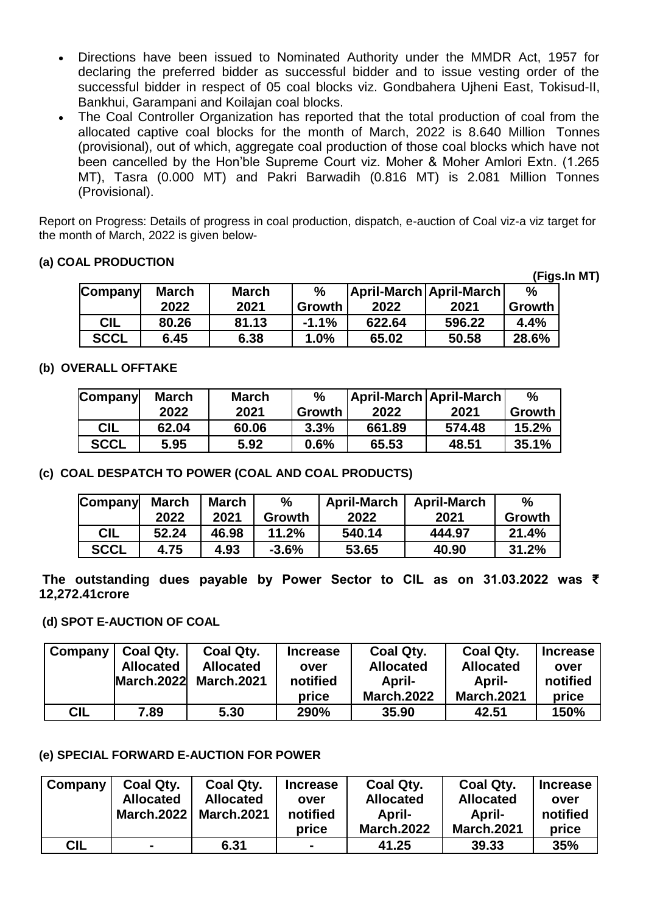- Directions have been issued to Nominated Authority under the MMDR Act, 1957 for declaring the preferred bidder as successful bidder and to issue vesting order of the successful bidder in respect of 05 coal blocks viz. Gondbahera Ujheni East, Tokisud-II, Bankhui, Garampani and Koilajan coal blocks.
- The Coal Controller Organization has reported that the total production of coal from the allocated captive coal blocks for the month of March, 2022 is 8.640 Million Tonnes (provisional), out of which, aggregate coal production of those coal blocks which have not been cancelled by the Hon'ble Supreme Court viz. Moher & Moher Amlori Extn. (1.265 MT), Tasra (0.000 MT) and Pakri Barwadih (0.816 MT) is 2.081 Million Tonnes (Provisional).

Report on Progress: Details of progress in coal production, dispatch, e-auction of Coal viz-a viz target for the month of March, 2022 is given below-

**(a) COAL PRODUCTION**

**(Figs.In MT)**

| Company | March 2022 | March 2021 | % Growth | April-March 2022 | April-March 2021 | % Growth |
|---|---|---|---|---|---|---|
| CIL | 80.26 | 81.13 | -1.1% | 622.64 | 596.22 | 4.4% |
| SCCL | 6.45 | 6.38 | 1.0% | 65.02 | 50.58 | 28.6% |

**(b) OVERALL OFFTAKE**

| Company | March 2022 | March 2021 | % Growth | April-March 2022 | April-March 2021 | % Growth |
|---|---|---|---|---|---|---|
| CIL | 62.04 | 60.06 | 3.3% | 661.89 | 574.48 | 15.2% |
| SCCL | 5.95 | 5.92 | 0.6% | 65.53 | 48.51 | 35.1% |

**(c) COAL DESPATCH TO POWER (COAL AND COAL PRODUCTS)**

| Company | March 2022 | March 2021 | % Growth | April-March 2022 | April-March 2021 | % Growth |
|---|---|---|---|---|---|---|
| CIL | 52.24 | 46.98 | 11.2% | 540.14 | 444.97 | 21.4% |
| SCCL | 4.75 | 4.93 | -3.6% | 53.65 | 40.90 | 31.2% |

**The outstanding dues payable by Power Sector to CIL as on 31.03.2022 was ₹ 12,272.41crore**

**(d) SPOT E-AUCTION OF COAL**

| Company | Coal Qty. Allocated March.2022 | Coal Qty. Allocated March.2021 | Increase over notified price | Coal Qty. Allocated April-March.2022 | Coal Qty. Allocated April-March.2021 | Increase over notified price |
|---|---|---|---|---|---|---|
| CIL | 7.89 | 5.30 | 290% | 35.90 | 42.51 | 150% |

**(e) SPECIAL FORWARD E-AUCTION FOR POWER**

| Company | Coal Qty. Allocated March.2022 | Coal Qty. Allocated March.2021 | Increase over notified price | Coal Qty. Allocated April-March.2022 | Coal Qty. Allocated April-March.2021 | Increase over notified price |
|---|---|---|---|---|---|---|
| CIL | - | 6.31 | - | 41.25 | 39.33 | 35% |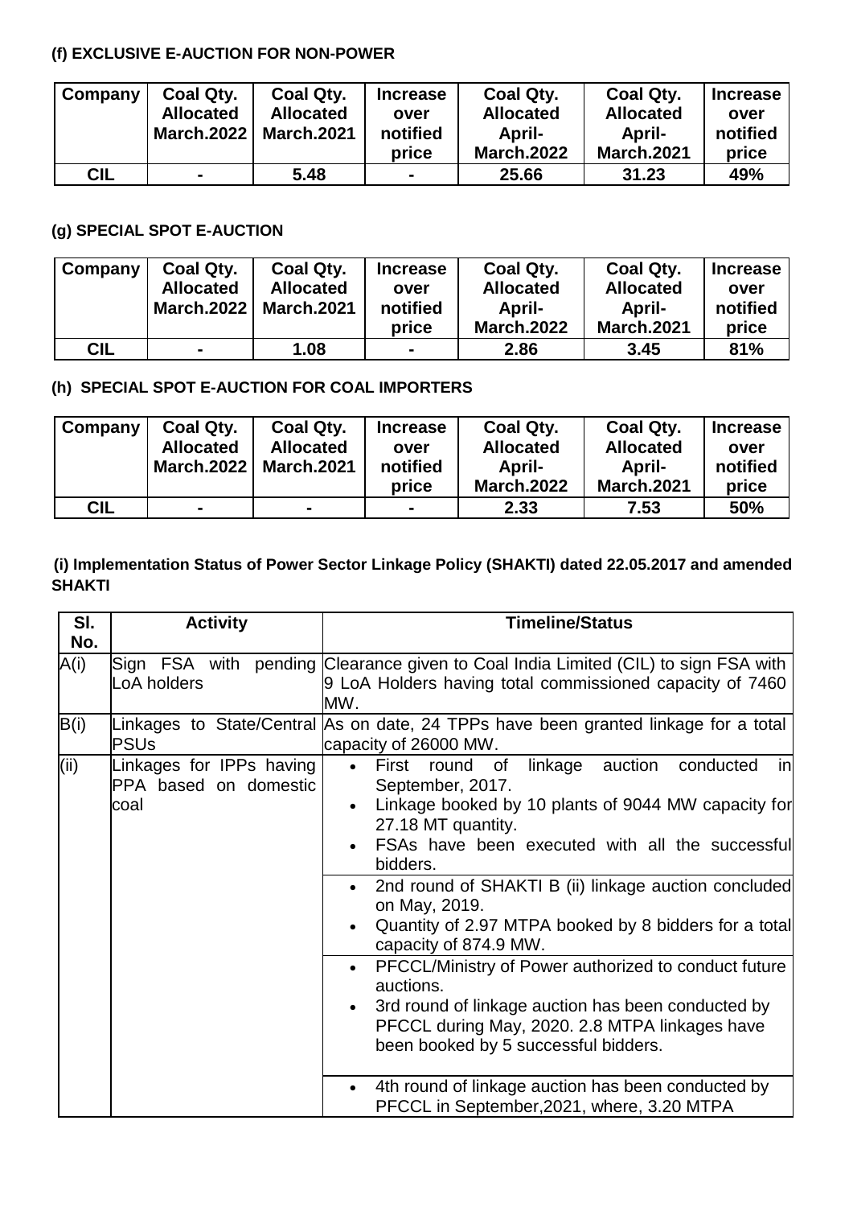**(f) EXCLUSIVE E-AUCTION FOR NON-POWER**

| Company | Coal Qty. Allocated March.2022 | Coal Qty. Allocated March.2021 | Increase over notified price | Coal Qty. Allocated April-March.2022 | Coal Qty. Allocated April-March.2021 | Increase over notified price |
|---|---|---|---|---|---|---|
| CIL | - | 5.48 | - | 25.66 | 31.23 | 49% |

**(g) SPECIAL SPOT E-AUCTION**

| Company | Coal Qty. Allocated March.2022 | Coal Qty. Allocated March.2021 | Increase over notified price | Coal Qty. Allocated April-March.2022 | Coal Qty. Allocated April-March.2021 | Increase over notified price |
|---|---|---|---|---|---|---|
| CIL | - | 1.08 | - | 2.86 | 3.45 | 81% |

**(h) SPECIAL SPOT E-AUCTION FOR COAL IMPORTERS**

| Company | Coal Qty. Allocated March.2022 | Coal Qty. Allocated March.2021 | Increase over notified price | Coal Qty. Allocated April-March.2022 | Coal Qty. Allocated April-March.2021 | Increase over notified price |
|---|---|---|---|---|---|---|
| CIL | - | - | - | 2.33 | 7.53 | 50% |

**(i) Implementation Status of Power Sector Linkage Policy (SHAKTI) dated 22.05.2017 and amended SHAKTI**

| Sl. No. | Activity | Timeline/Status |
|---|---|---|
| A(i) | Sign FSA with pending LoA holders | Clearance given to Coal India Limited (CIL) to sign FSA with 9 LoA Holders having total commissioned capacity of 7460 MW. |
| B(i) | Linkages to State/Central PSUs | As on date, 24 TPPs have been granted linkage for a total capacity of 26000 MW. |
| (ii) | Linkages for IPPs having PPA based on domestic coal | • First round of linkage auction conducted in September, 2017.<br>• Linkage booked by 10 plants of 9044 MW capacity for 27.18 MT quantity.<br>• FSAs have been executed with all the successful bidders. |
| | | • 2nd round of SHAKTI B (ii) linkage auction concluded on May, 2019.<br>• Quantity of 2.97 MTPA booked by 8 bidders for a total capacity of 874.9 MW. |
| | | • PFCCL/Ministry of Power authorized to conduct future auctions.<br>• 3rd round of linkage auction has been conducted by PFCCL during May, 2020. 2.8 MTPA linkages have been booked by 5 successful bidders. |
| | | • 4th round of linkage auction has been conducted by PFCCL in September,2021, where, 3.20 MTPA |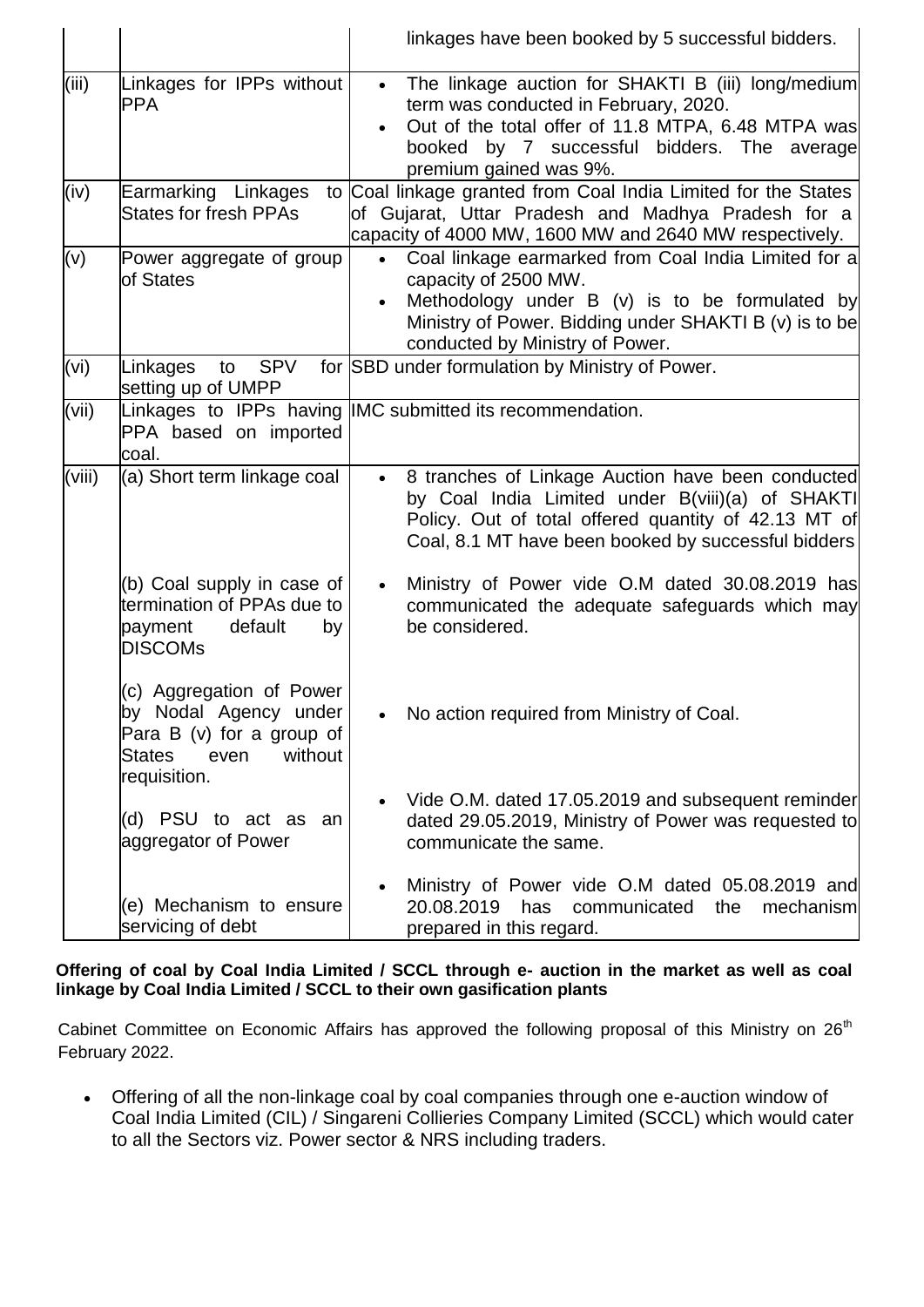| | | |
|---|---|---|
| | | linkages have been booked by 5 successful bidders. |
| (iii) | Linkages for IPPs without PPA | • The linkage auction for SHAKTI B (iii) long/medium term was conducted in February, 2020.<br>• Out of the total offer of 11.8 MTPA, 6.48 MTPA was booked by 7 successful bidders. The average premium gained was 9%. |
| (iv) | Earmarking Linkages to States for fresh PPAs | Coal linkage granted from Coal India Limited for the States of Gujarat, Uttar Pradesh and Madhya Pradesh for a capacity of 4000 MW, 1600 MW and 2640 MW respectively. |
| (v) | Power aggregate of group of States | • Coal linkage earmarked from Coal India Limited for a capacity of 2500 MW.<br>• Methodology under B (v) is to be formulated by Ministry of Power. Bidding under SHAKTI B (v) is to be conducted by Ministry of Power. |
| (vi) | Linkages to SPV for setting up of UMPP | SBD under formulation by Ministry of Power. |
| (vii) | Linkages to IPPs having PPA based on imported coal. | IMC submitted its recommendation. |
| (viii) | (a) Short term linkage coal | • 8 tranches of Linkage Auction have been conducted by Coal India Limited under B(viii)(a) of SHAKTI Policy. Out of total offered quantity of 42.13 MT of Coal, 8.1 MT have been booked by successful bidders |
| | (b) Coal supply in case of termination of PPAs due to payment default by DISCOMs | • Ministry of Power vide O.M dated 30.08.2019 has communicated the adequate safeguards which may be considered. |
| | (c) Aggregation of Power by Nodal Agency under Para B (v) for a group of States even without requisition. | • No action required from Ministry of Coal. |
| | (d) PSU to act as an aggregator of Power | • Vide O.M. dated 17.05.2019 and subsequent reminder dated 29.05.2019, Ministry of Power was requested to communicate the same. |
| | (e) Mechanism to ensure servicing of debt | • Ministry of Power vide O.M dated 05.08.2019 and 20.08.2019 has communicated the mechanism prepared in this regard. |

**Offering of coal by Coal India Limited / SCCL through e- auction in the market as well as coal linkage by Coal India Limited / SCCL to their own gasification plants**

Cabinet Committee on Economic Affairs has approved the following proposal of this Ministry on 26th February 2022.

- Offering of all the non-linkage coal by coal companies through one e-auction window of Coal India Limited (CIL) / Singareni Collieries Company Limited (SCCL) which would cater to all the Sectors viz. Power sector & NRS including traders.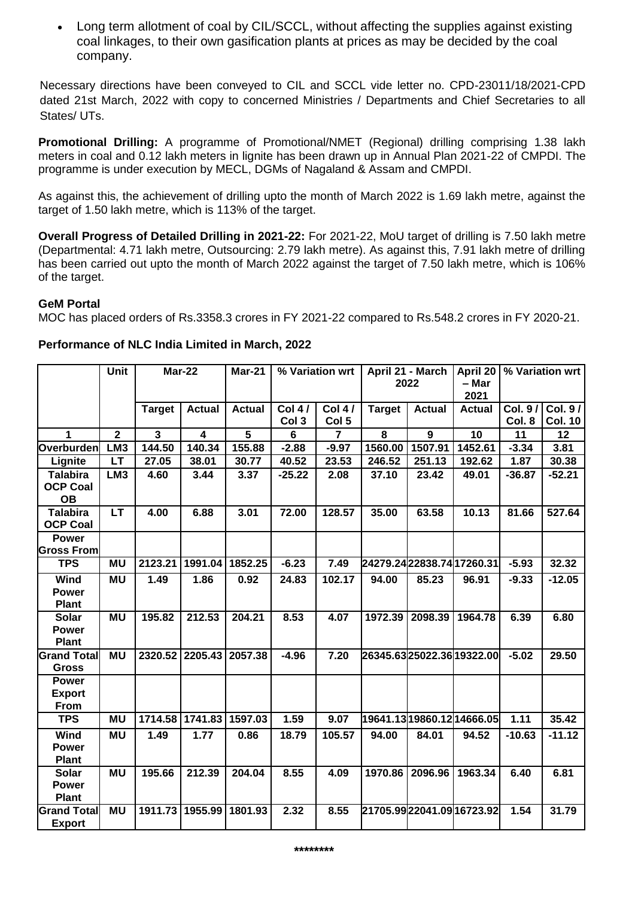- Long term allotment of coal by CIL/SCCL, without affecting the supplies against existing coal linkages, to their own gasification plants at prices as may be decided by the coal company.

Necessary directions have been conveyed to CIL and SCCL vide letter no. CPD-23011/18/2021-CPD dated 21st March, 2022 with copy to concerned Ministries / Departments and Chief Secretaries to all States/ UTs.

**Promotional Drilling:** A programme of Promotional/NMET (Regional) drilling comprising 1.38 lakh meters in coal and 0.12 lakh meters in lignite has been drawn up in Annual Plan 2021-22 of CMPDI. The programme is under execution by MECL, DGMs of Nagaland & Assam and CMPDI.

As against this, the achievement of drilling upto the month of March 2022 is 1.69 lakh metre, against the target of 1.50 lakh metre, which is 113% of the target.

**Overall Progress of Detailed Drilling in 2021-22:** For 2021-22, MoU target of drilling is 7.50 lakh metre (Departmental: 4.71 lakh metre, Outsourcing: 2.79 lakh metre). As against this, 7.91 lakh metre of drilling has been carried out upto the month of March 2022 against the target of 7.50 lakh metre, which is 106% of the target.

**GeM Portal**

MOC has placed orders of Rs.3358.3 crores in FY 2021-22 compared to Rs.548.2 crores in FY 2020-21.

**Performance of NLC India Limited in March, 2022**

| | Unit | Mar-22 | | Mar-21 | % Variation wrt | | April 21 - March 2022 | | April 20 – Mar 2021 | % Variation wrt | |
|---|---|---|---|---|---|---|---|---|---|---|---|
| | | Target | Actual | Actual | Col 4 / Col 3 | Col 4 / Col 5 | Target | Actual | Actual | Col. 9 / Col. 8 | Col. 9 / Col. 10 |
| 1 | 2 | 3 | 4 | 5 | 6 | 7 | 8 | 9 | 10 | 11 | 12 |
| Overburden | LM3 | 144.50 | 140.34 | 155.88 | -2.88 | -9.97 | 1560.00 | 1507.91 | 1452.61 | -3.34 | 3.81 |
| Lignite | LT | 27.05 | 38.01 | 30.77 | 40.52 | 23.53 | 246.52 | 251.13 | 192.62 | 1.87 | 30.38 |
| Talabira OCP Coal OB | LM3 | 4.60 | 3.44 | 3.37 | -25.22 | 2.08 | 37.10 | 23.42 | 49.01 | -36.87 | -52.21 |
| Talabira OCP Coal | LT | 4.00 | 6.88 | 3.01 | 72.00 | 128.57 | 35.00 | 63.58 | 10.13 | 81.66 | 527.64 |
| Power Gross From | | | | | | | | | | | |
| TPS | MU | 2123.21 | 1991.04 | 1852.25 | -6.23 | 7.49 | 24279.24 | 22838.74 | 17260.31 | -5.93 | 32.32 |
| Wind Power Plant | MU | 1.49 | 1.86 | 0.92 | 24.83 | 102.17 | 94.00 | 85.23 | 96.91 | -9.33 | -12.05 |
| Solar Power Plant | MU | 195.82 | 212.53 | 204.21 | 8.53 | 4.07 | 1972.39 | 2098.39 | 1964.78 | 6.39 | 6.80 |
| Grand Total Gross | MU | 2320.52 | 2205.43 | 2057.38 | -4.96 | 7.20 | 26345.63 | 25022.36 | 19322.00 | -5.02 | 29.50 |
| Power Export From | | | | | | | | | | | |
| TPS | MU | 1714.58 | 1741.83 | 1597.03 | 1.59 | 9.07 | 19641.13 | 19860.12 | 14666.05 | 1.11 | 35.42 |
| Wind Power Plant | MU | 1.49 | 1.77 | 0.86 | 18.79 | 105.57 | 94.00 | 84.01 | 94.52 | -10.63 | -11.12 |
| Solar Power Plant | MU | 195.66 | 212.39 | 204.04 | 8.55 | 4.09 | 1970.86 | 2096.96 | 1963.34 | 6.40 | 6.81 |
| Grand Total Export | MU | 1911.73 | 1955.99 | 1801.93 | 2.32 | 8.55 | 21705.99 | 22041.09 | 16723.92 | 1.54 | 31.79 |

********